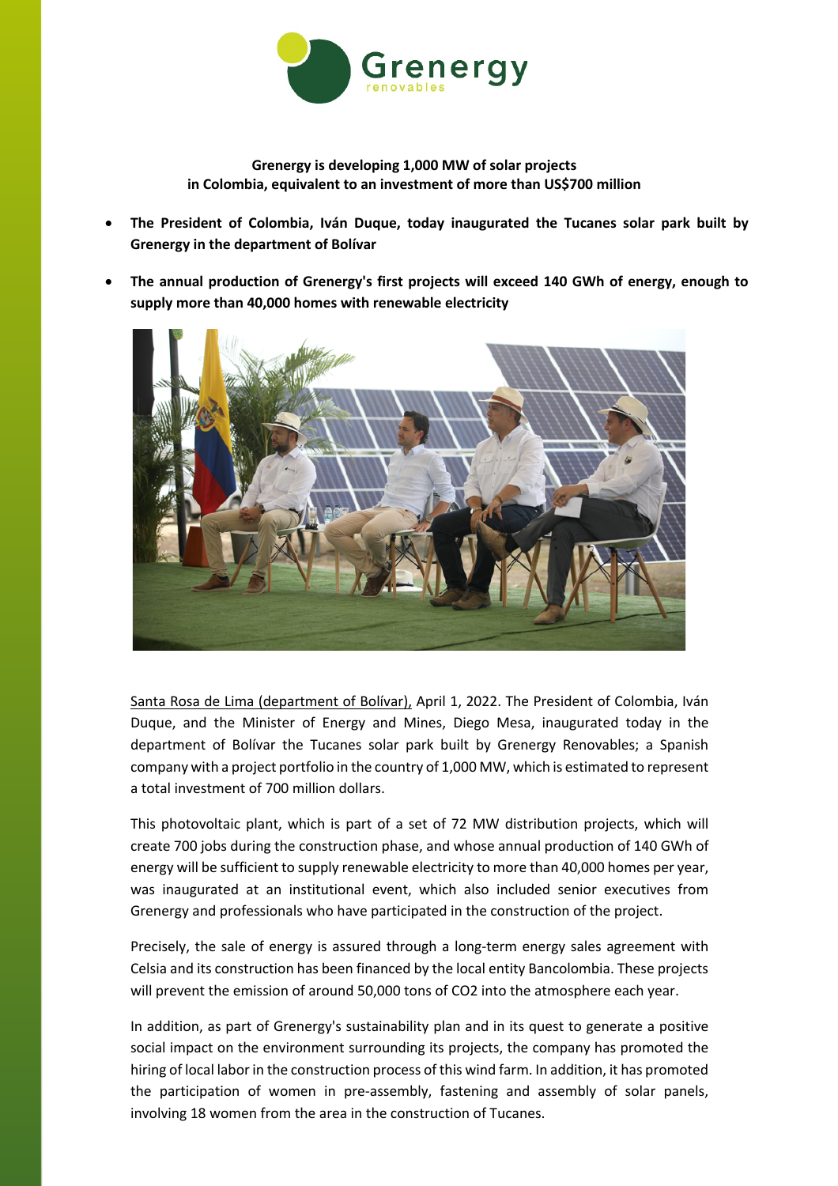**Grenergy is developing 1,000 MW of solar projects in Colombia, equivalent to an investment of more than US$700 million**

- **The President of Colombia, Iván Duque, today inaugurated the Tucanes solar park built by Grenergy in the department of Bolívar**
- **The annual production of Grenergy's first projects will exceed 140 GWh of energy, enough to supply more than 40,000 homes with renewable electricity**

Santa Rosa de Lima (department of Bolívar), April 1, 2022. The President of Colombia, Iván Duque, and the Minister of Energy and Mines, Diego Mesa, inaugurated today in the department of Bolívar the Tucanes solar park built by Grenergy Renovables; a Spanish company with a project portfolio in the country of 1,000 MW, which is estimated to represent a total investment of 700 million dollars.

This photovoltaic plant, which is part of a set of 72 MW distribution projects, which will create 700 jobs during the construction phase, and whose annual production of 140 GWh of energy will be sufficient to supply renewable electricity to more than 40,000 homes per year, was inaugurated at an institutional event, which also included senior executives from Grenergy and professionals who have participated in the construction of the project.

Precisely, the sale of energy is assured through a long-term energy sales agreement with Celsia and its construction has been financed by the local entity Bancolombia. These projects will prevent the emission of around 50,000 tons of $CO_2$ into the atmosphere each year.

In addition, as part of Grenergy's sustainability plan and in its quest to generate a positive social impact on the environment surrounding its projects, the company has promoted the hiring of local labor in the construction process of this wind farm. In addition, it has promoted the participation of women in pre-assembly, fastening and assembly of solar panels, involving 18 women from the area in the construction of Tucanes.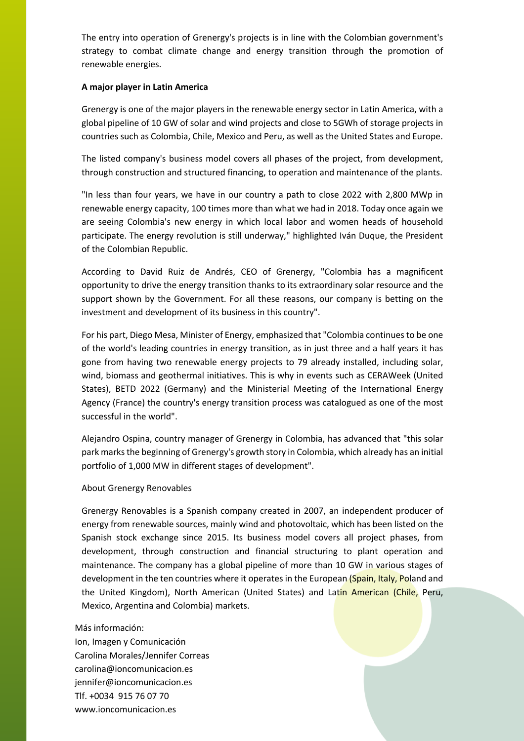The entry into operation of Grenergy's projects is in line with the Colombian government's strategy to combat climate change and energy transition through the promotion of renewable energies.

**A major player in Latin America**

Grenergy is one of the major players in the renewable energy sector in Latin America, with a global pipeline of 10 GW of solar and wind projects and close to 5GWh of storage projects in countries such as Colombia, Chile, Mexico and Peru, as well as the United States and Europe.

The listed company's business model covers all phases of the project, from development, through construction and structured financing, to operation and maintenance of the plants.

"In less than four years, we have in our country a path to close 2022 with 2,800 MWp in renewable energy capacity, 100 times more than what we had in 2018. Today once again we are seeing Colombia's new energy in which local labor and women heads of household participate. The energy revolution is still underway," highlighted Iván Duque, the President of the Colombian Republic.

According to David Ruiz de Andrés, CEO of Grenergy, "Colombia has a magnificent opportunity to drive the energy transition thanks to its extraordinary solar resource and the support shown by the Government. For all these reasons, our company is betting on the investment and development of its business in this country".

For his part, Diego Mesa, Minister of Energy, emphasized that "Colombia continues to be one of the world's leading countries in energy transition, as in just three and a half years it has gone from having two renewable energy projects to 79 already installed, including solar, wind, biomass and geothermal initiatives. This is why in events such as CERAWeek (United States), BETD 2022 (Germany) and the Ministerial Meeting of the International Energy Agency (France) the country's energy transition process was catalogued as one of the most successful in the world".

Alejandro Ospina, country manager of Grenergy in Colombia, has advanced that "this solar park marks the beginning of Grenergy's growth story in Colombia, which already has an initial portfolio of 1,000 MW in different stages of development".

About Grenergy Renovables

Grenergy Renovables is a Spanish company created in 2007, an independent producer of energy from renewable sources, mainly wind and photovoltaic, which has been listed on the Spanish stock exchange since 2015. Its business model covers all project phases, from development, through construction and financial structuring to plant operation and maintenance. The company has a global pipeline of more than 10 GW in various stages of development in the ten countries where it operates in the European (Spain, Italy, Poland and the United Kingdom), North American (United States) and Latin American (Chile, Peru, Mexico, Argentina and Colombia) markets.

Más información:
Ion, Imagen y Comunicación
Carolina Morales/Jennifer Correas
carolina@ioncomunicacion.es
jennifer@ioncomunicacion.es
Tlf. +0034 915 76 07 70
www.ioncomunicacion.es